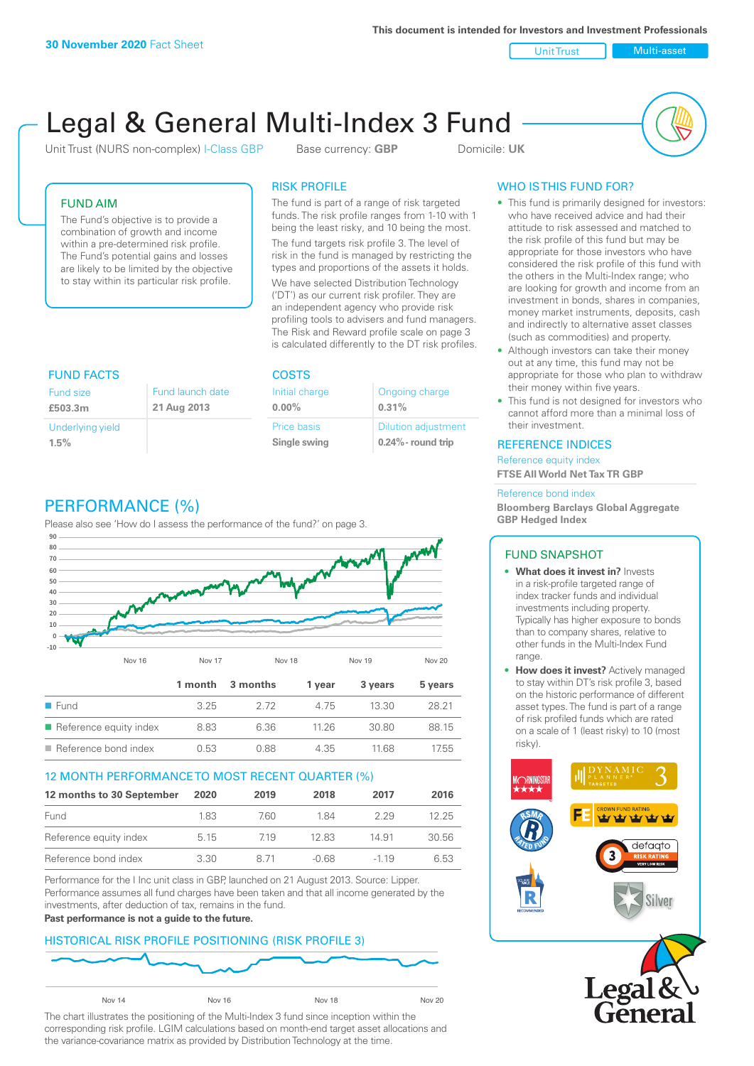**30 November 2020** Fact Sheet

This document is intended for Investors and Investment Professionals

Unit Trust | Multi-asset

# Legal & General Multi-Index 3 Fund

Unit Trust (NURS non-complex) I-Class GBP    Base currency: **GBP**    Domicile: **UK**

## FUND AIM

The Fund's objective is to provide a combination of growth and income within a pre-determined risk profile. The Fund's potential gains and losses are likely to be limited by the objective to stay within its particular risk profile.

## RISK PROFILE

The fund is part of a range of risk targeted funds. The risk profile ranges from 1-10 with 1 being the least risky, and 10 being the most.

The fund targets risk profile 3. The level of risk in the fund is managed by restricting the types and proportions of the assets it holds.

We have selected Distribution Technology ('DT') as our current risk profiler. They are an independent agency who provide risk profiling tools to advisers and fund managers. The Risk and Reward profile scale on page 3 is calculated differently to the DT risk profiles.

## WHO IS THIS FUND FOR?

- This fund is primarily designed for investors: who have received advice and had their attitude to risk assessed and matched to the risk profile of this fund but may be appropriate for those investors who have considered the risk profile of this fund with the others in the Multi-Index range; who are looking for growth and income from an investment in bonds, shares in companies, money market instruments, deposits, cash and indirectly to alternative asset classes (such as commodities) and property.
- Although investors can take their money out at any time, this fund may not be appropriate for those who plan to withdraw their money within five years.
- This fund is not designed for investors who cannot afford more than a minimal loss of their investment.

## FUND FACTS

| Fund size | Fund launch date |
|---|---|
| **£503.3m** | **21 Aug 2013** |
| Underlying yield | |
| **1.5%** | |

## COSTS

| Initial charge | Ongoing charge |
|---|---|
| **0.00%** | **0.31%** |
| Price basis | Dilution adjustment |
| **Single swing** | **0.24%- round trip** |

## REFERENCE INDICES

Reference equity index
**FTSE All World Net Tax TR GBP**

Reference bond index
**Bloomberg Barclays Global Aggregate GBP Hedged Index**

## PERFORMANCE (%)

Please also see 'How do I assess the performance of the fund?' on page 3.

| | 1 month | 3 months | 1 year | 3 years | 5 years |
|---|---|---|---|---|---|
| Fund | 3.25 | 2.72 | 4.75 | 13.30 | 28.21 |
| Reference equity index | 8.83 | 6.36 | 11.26 | 30.80 | 88.15 |
| Reference bond index | 0.53 | 0.88 | 4.35 | 11.68 | 17.55 |

## 12 MONTH PERFORMANCE TO MOST RECENT QUARTER (%)

| 12 months to 30 September | 2020 | 2019 | 2018 | 2017 | 2016 |
|---|---|---|---|---|---|
| Fund | 1.83 | 7.60 | 1.84 | 2.29 | 12.25 |
| Reference equity index | 5.15 | 7.19 | 12.83 | 14.91 | 30.56 |
| Reference bond index | 3.30 | 8.71 | -0.68 | -1.19 | 6.53 |

Performance for the I Inc unit class in GBP, launched on 21 August 2013. Source: Lipper. Performance assumes all fund charges have been taken and that all income generated by the investments, after deduction of tax, remains in the fund.

**Past performance is not a guide to the future.**

## HISTORICAL RISK PROFILE POSITIONING (RISK PROFILE 3)

The chart illustrates the positioning of the Multi-Index 3 fund since inception within the corresponding risk profile. LGIM calculations based on month-end target asset allocations and the variance-covariance matrix as provided by Distribution Technology at the time.

## FUND SNAPSHOT

- **What does it invest in?** Invests in a risk-profile targeted range of index tracker funds and individual investments including property. Typically has higher exposure to bonds than to company shares, relative to other funds in the Multi-Index Fund range.
- **How does it invest?** Actively managed to stay within DT's risk profile 3, based on the historic performance of different asset types. The fund is part of a range of risk profiled funds which are rated on a scale of 1 (least risky) to 10 (most risky).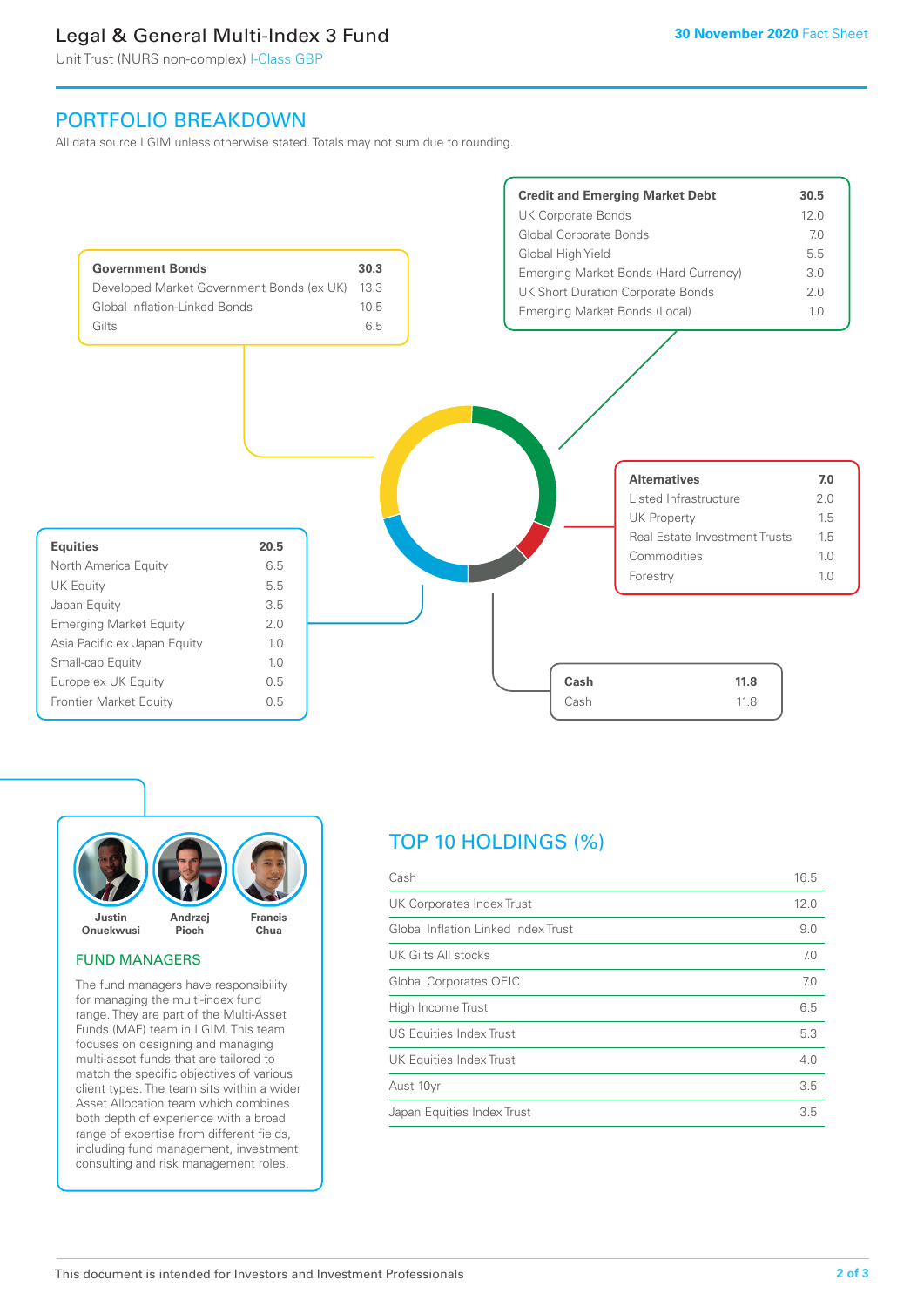# Legal & General Multi-Index 3 Fund

Unit Trust (NURS non-complex) I-Class GBP

30 November 2020 Fact Sheet

## PORTFOLIO BREAKDOWN

All data source LGIM unless otherwise stated. Totals may not sum due to rounding.

| **Government Bonds** | **30.3** |
|---|---|
| Developed Market Government Bonds (ex UK) | 13.3 |
| Global Inflation-Linked Bonds | 10.5 |
| Gilts | 6.5 |

| **Credit and Emerging Market Debt** | **30.5** |
|---|---|
| UK Corporate Bonds | 12.0 |
| Global Corporate Bonds | 7.0 |
| Global High Yield | 5.5 |
| Emerging Market Bonds (Hard Currency) | 3.0 |
| UK Short Duration Corporate Bonds | 2.0 |
| Emerging Market Bonds (Local) | 1.0 |

| **Alternatives** | **7.0** |
|---|---|
| Listed Infrastructure | 2.0 |
| UK Property | 1.5 |
| Real Estate Investment Trusts | 1.5 |
| Commodities | 1.0 |
| Forestry | 1.0 |

| **Equities** | **20.5** |
|---|---|
| North America Equity | 6.5 |
| UK Equity | 5.5 |
| Japan Equity | 3.5 |
| Emerging Market Equity | 2.0 |
| Asia Pacific ex Japan Equity | 1.0 |
| Small-cap Equity | 1.0 |
| Europe ex UK Equity | 0.5 |
| Frontier Market Equity | 0.5 |

| **Cash** | **11.8** |
|---|---|
| Cash | 11.8 |

Justin Onuekwusi, Andrzej Pioch, Francis Chua

## FUND MANAGERS

The fund managers have responsibility for managing the multi-index fund range. They are part of the Multi-Asset Funds (MAF) team in LGIM. This team focuses on designing and managing multi-asset funds that are tailored to match the specific objectives of various client types. The team sits within a wider Asset Allocation team which combines both depth of experience with a broad range of expertise from different fields, including fund management, investment consulting and risk management roles.

## TOP 10 HOLDINGS (%)

| Holding | % |
|---|---|
| Cash | 16.5 |
| UK Corporates Index Trust | 12.0 |
| Global Inflation Linked Index Trust | 9.0 |
| UK Gilts All stocks | 7.0 |
| Global Corporates OEIC | 7.0 |
| High Income Trust | 6.5 |
| US Equities Index Trust | 5.3 |
| UK Equities Index Trust | 4.0 |
| Aust 10yr | 3.5 |
| Japan Equities Index Trust | 3.5 |

This document is intended for Investors and Investment Professionals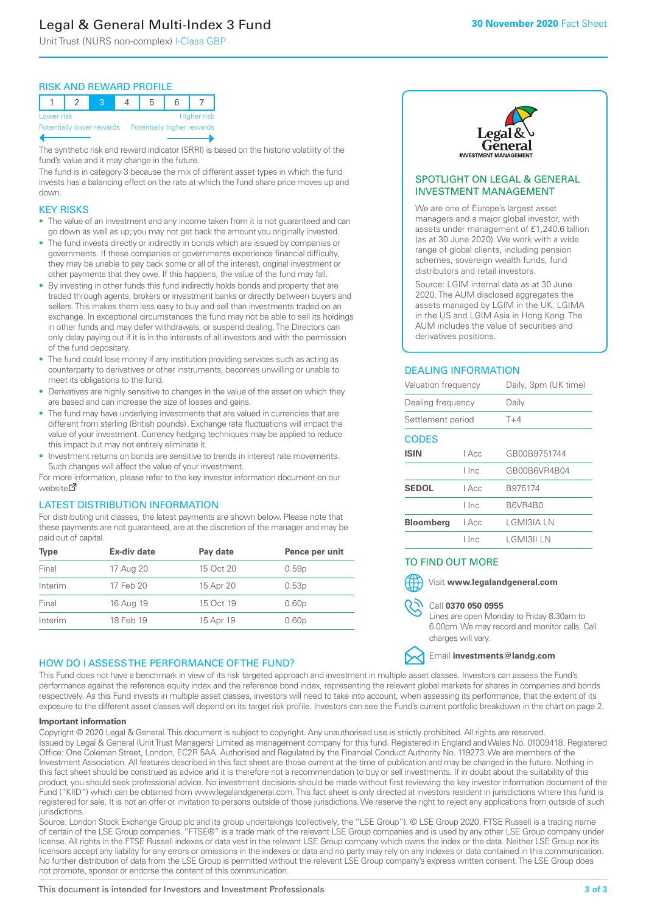# Legal & General Multi-Index 3 Fund

Unit Trust (NURS non-complex) I-Class GBP

**30 November 2020** Fact Sheet

## RISK AND REWARD PROFILE

| 1 | 2 | 3 | 4 | 5 | 6 | 7 |
|---|---|---|---|---|---|---|

Lower risk — Higher risk

Potentially lower rewards — Potentially higher rewards

The synthetic risk and reward indicator (SRRI) is based on the historic volatility of the fund's value and it may change in the future.

The fund is in category 3 because the mix of different asset types in which the fund invests has a balancing effect on the rate at which the fund share price moves up and down.

## KEY RISKS

- The value of an investment and any income taken from it is not guaranteed and can go down as well as up; you may not get back the amount you originally invested.
- The fund invests directly or indirectly in bonds which are issued by companies or governments. If these companies or governments experience financial difficulty, they may be unable to pay back some or all of the interest, original investment or other payments that they owe. If this happens, the value of the fund may fall.
- By investing in other funds this fund indirectly holds bonds and property that are traded through agents, brokers or investment banks or directly between buyers and sellers. This makes them less easy to buy and sell than investments traded on an exchange. In exceptional circumstances the fund may not be able to sell its holdings in other funds and may defer withdrawals, or suspend dealing. The Directors can only delay paying out if it is in the interests of all investors and with the permission of the fund depositary.
- The fund could lose money if any institution providing services such as acting as counterparty to derivatives or other instruments, becomes unwilling or unable to meet its obligations to the fund.
- Derivatives are highly sensitive to changes in the value of the asset on which they are based and can increase the size of losses and gains.
- The fund may have underlying investments that are valued in currencies that are different from sterling (British pounds). Exchange rate fluctuations will impact the value of your investment. Currency hedging techniques may be applied to reduce this impact but may not entirely eliminate it.
- Investment returns on bonds are sensitive to trends in interest rate movements. Such changes will affect the value of your investment.

For more information, please refer to the key investor information document on our website

## LATEST DISTRIBUTION INFORMATION

For distributing unit classes, the latest payments are shown below. Please note that these payments are not guaranteed, are at the discretion of the manager and may be paid out of capital.

| Type | Ex-div date | Pay date | Pence per unit |
|---|---|---|---|
| Final | 17 Aug 20 | 15 Oct 20 | 0.59p |
| Interim | 17 Feb 20 | 15 Apr 20 | 0.53p |
| Final | 16 Aug 19 | 15 Oct 19 | 0.60p |
| Interim | 18 Feb 19 | 15 Apr 19 | 0.60p |

## SPOTLIGHT ON LEGAL & GENERAL INVESTMENT MANAGEMENT

We are one of Europe's largest asset managers and a major global investor, with assets under management of £1,240.6 billion (as at 30 June 2020). We work with a wide range of global clients, including pension schemes, sovereign wealth funds, fund distributors and retail investors.

Source: LGIM internal data as at 30 June 2020. The AUM disclosed aggregates the assets managed by LGIM in the UK, LGIMA in the US and LGIM Asia in Hong Kong. The AUM includes the value of securities and derivatives positions.

## DEALING INFORMATION

| | |
|---|---|
| Valuation frequency | Daily, 3pm (UK time) |
| Dealing frequency | Daily |
| Settlement period | T+4 |

## CODES

| | | |
|---|---|---|
| **ISIN** | I Acc | GB00B9751744 |
| | I Inc | GB00B6VR4B04 |
| **SEDOL** | I Acc | B975174 |
| | I Inc | B6VR4B0 |
| **Bloomberg** | I Acc | LGMI3IA LN |
| | I Inc | LGMI3II LN |

## TO FIND OUT MORE

Visit **www.legalandgeneral.com**

Call **0370 050 0955**
Lines are open Monday to Friday 8.30am to 6.00pm. We may record and monitor calls. Call charges will vary.

Email **investments@landg.com**

## HOW DO I ASSESS THE PERFORMANCE OF THE FUND?

This Fund does not have a benchmark in view of its risk targeted approach and investment in multiple asset classes. Investors can assess the Fund's performance against the reference equity index and the reference bond index, representing the relevant global markets for shares in companies and bonds respectively. As this Fund invests in multiple asset classes, investors will need to take into account, when assessing its performance, that the extent of its exposure to the different asset classes will depend on its target risk profile. Investors can see the Fund's current portfolio breakdown in the chart on page 2.

### Important information

Copyright © 2020 Legal & General. This document is subject to copyright. Any unauthorised use is strictly prohibited. All rights are reserved.

Issued by Legal & General (Unit Trust Managers) Limited as management company for this fund. Registered in England and Wales No. 01009418. Registered Office: One Coleman Street, London, EC2R 5AA. Authorised and Regulated by the Financial Conduct Authority No. 119273. We are members of the Investment Association. All features described in this fact sheet are those current at the time of publication and may be changed in the future. Nothing in this fact sheet should be construed as advice and it is therefore not a recommendation to buy or sell investments. If in doubt about the suitability of this product, you should seek professional advice. No investment decisions should be made without first reviewing the key investor information document of the Fund ("KIID") which can be obtained from www.legalandgeneral.com. This fact sheet is only directed at investors resident in jurisdictions where this fund is registered for sale. It is not an offer or invitation to persons outside of those jurisdictions. We reserve the right to reject any applications from outside of such jurisdictions.

Source: London Stock Exchange Group plc and its group undertakings (collectively, the "LSE Group"). © LSE Group 2020. FTSE Russell is a trading name of certain of the LSE Group companies. "FTSE®" is a trade mark of the relevant LSE Group companies and is used by any other LSE Group company under license. All rights in the FTSE Russell indexes or data vest in the relevant LSE Group company which owns the index or the data. Neither LSE Group nor its licensors accept any liability for any errors or omissions in the indexes or data and no party may rely on any indexes or data contained in this communication. No further distribution of data from the LSE Group is permitted without the relevant LSE Group company's express written consent. The LSE Group does not promote, sponsor or endorse the content of this communication.

This document is intended for Investors and Investment Professionals